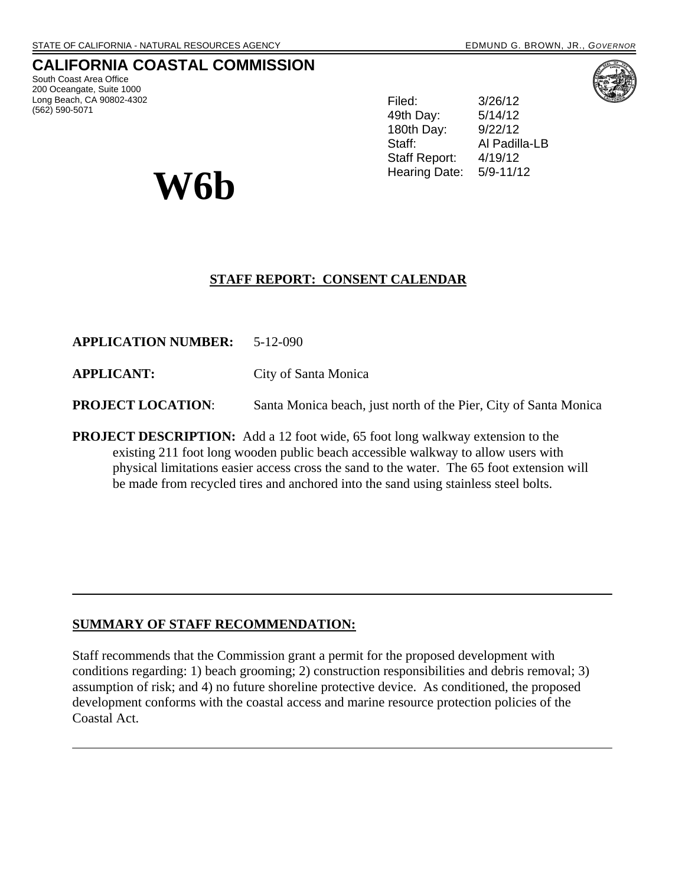STATE OF CALIFORNIA - NATURAL RESOURCES AGENCY EDMUND G. BROWN, JR., *GOVERNOR*

## CALIFORNIA COASTAL COMMISSION

South Coast Area Office
200 Oceangate, Suite 1000
Long Beach, CA 90802-4302
(562) 590-5071

| | |
|---|---|
| Filed: | 3/26/12 |
| 49th Day: | 5/14/12 |
| 180th Day: | 9/22/12 |
| Staff: | Al Padilla-LB |
| Staff Report: | 4/19/12 |
| Hearing Date: | 5/9-11/12 |

# W6b

**STAFF REPORT: CONSENT CALENDAR**

**APPLICATION NUMBER:** 5-12-090

**APPLICANT:** City of Santa Monica

**PROJECT LOCATION**: Santa Monica beach, just north of the Pier, City of Santa Monica

**PROJECT DESCRIPTION:** Add a 12 foot wide, 65 foot long walkway extension to the existing 211 foot long wooden public beach accessible walkway to allow users with physical limitations easier access cross the sand to the water. The 65 foot extension will be made from recycled tires and anchored into the sand using stainless steel bolts.

---

**SUMMARY OF STAFF RECOMMENDATION:**

Staff recommends that the Commission grant a permit for the proposed development with conditions regarding: 1) beach grooming; 2) construction responsibilities and debris removal; 3) assumption of risk; and 4) no future shoreline protective device. As conditioned, the proposed development conforms with the coastal access and marine resource protection policies of the Coastal Act.

---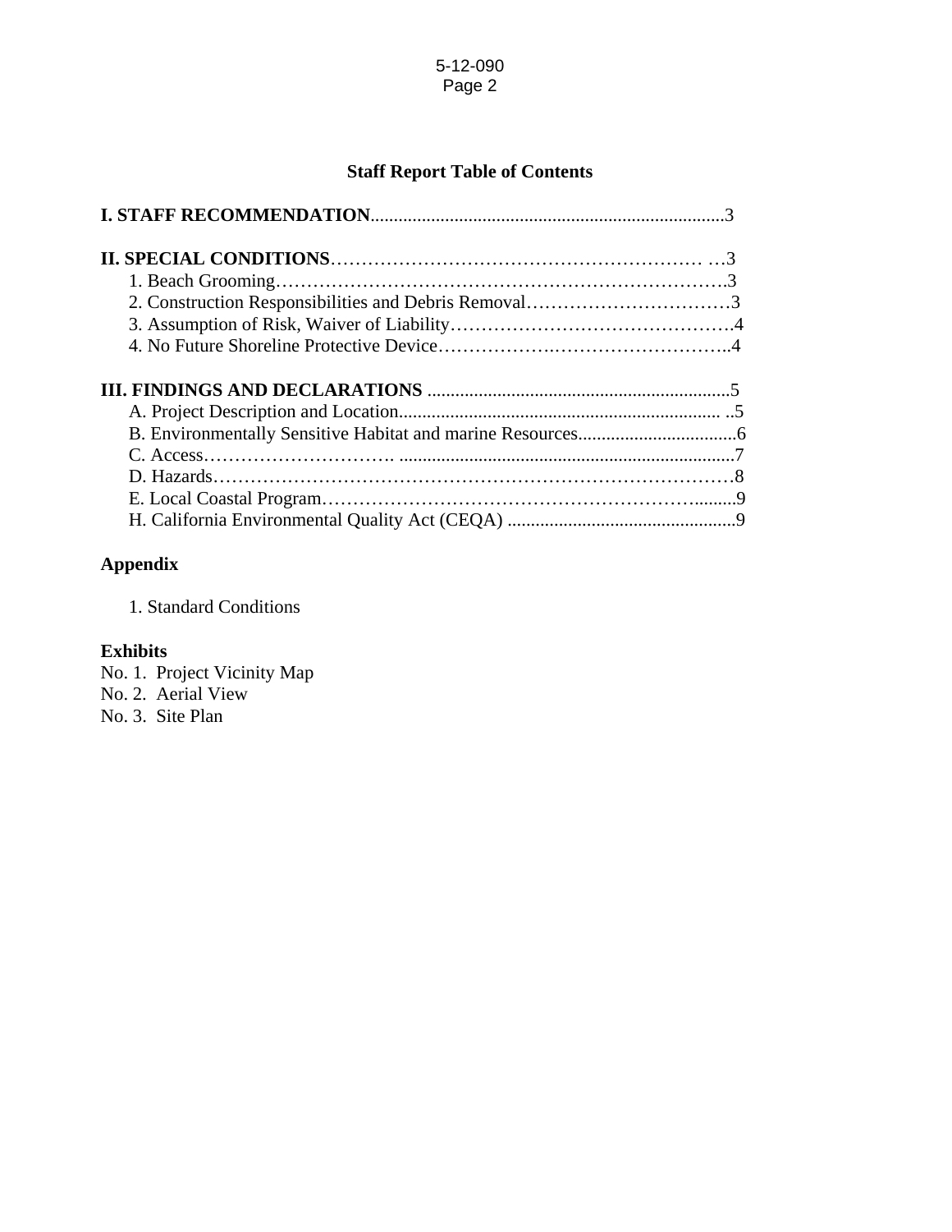## Staff Report Table of Contents

**I. STAFF RECOMMENDATION**............................................................................3

**II. SPECIAL CONDITIONS**…………………………………………………… …3

1. Beach Grooming……………………………………………………………….3
2. Construction Responsibilities and Debris Removal……………………………3
3. Assumption of Risk, Waiver of Liability……………………………………….4
4. No Future Shoreline Protective Device…………….……………………………..4

**III. FINDINGS AND DECLARATIONS** .................................................................5

A. Project Description and Location..................................................................... ..5
B. Environmentally Sensitive Habitat and marine Resources..................................6
C. Access…………………………. .......................................................................7
D. Hazards…………………………………………………………………………8
E. Local Coastal Program……………………………………………………….........9
H. California Environmental Quality Act (CEQA) ..................................................9

**Appendix**

1. Standard Conditions

**Exhibits**

No. 1. Project Vicinity Map
No. 2. Aerial View
No. 3. Site Plan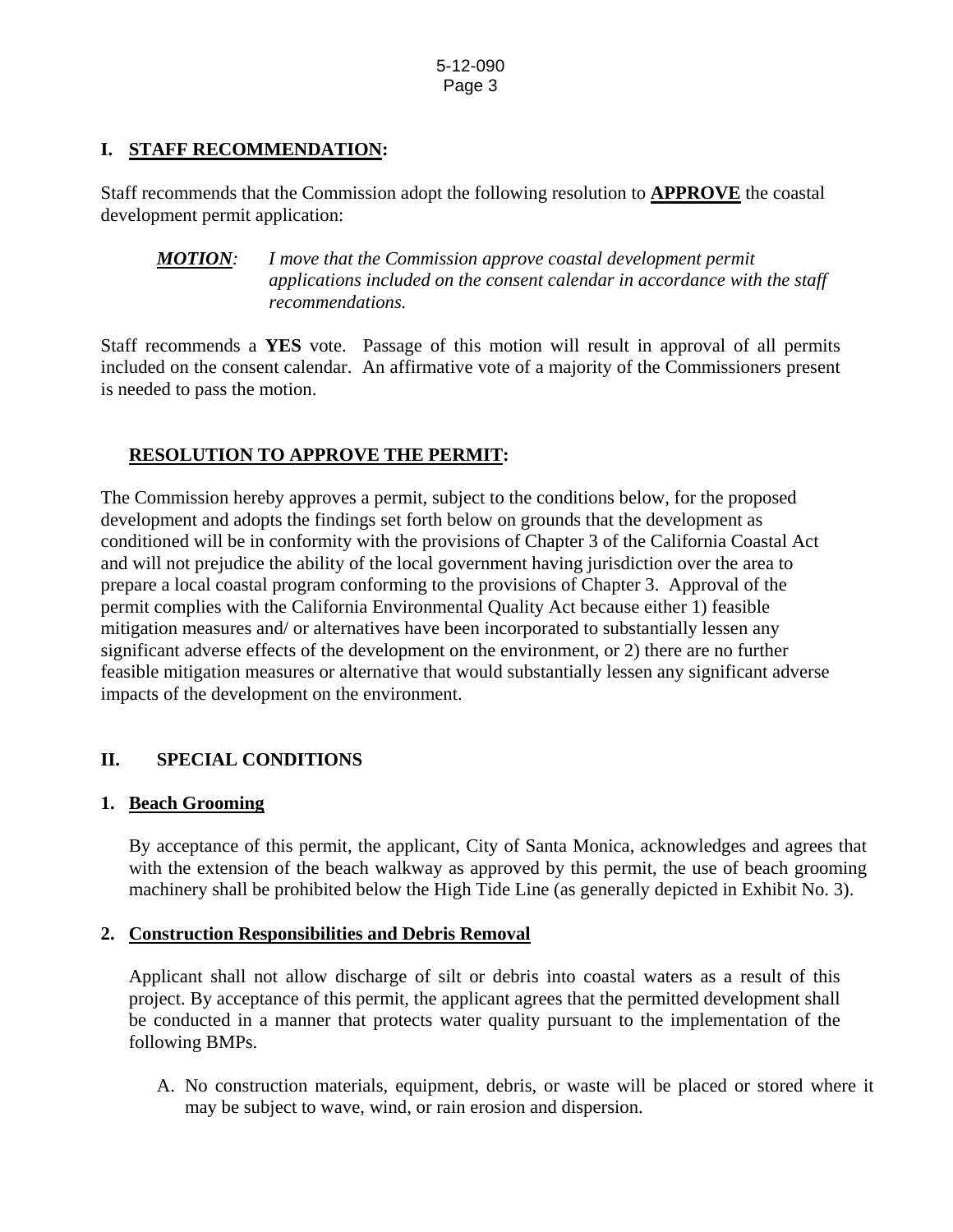## I. STAFF RECOMMENDATION:

Staff recommends that the Commission adopt the following resolution to **APPROVE** the coastal development permit application:

> ***MOTION:*** *I move that the Commission approve coastal development permit applications included on the consent calendar in accordance with the staff recommendations.*

Staff recommends a **YES** vote. Passage of this motion will result in approval of all permits included on the consent calendar. An affirmative vote of a majority of the Commissioners present is needed to pass the motion.

### RESOLUTION TO APPROVE THE PERMIT:

The Commission hereby approves a permit, subject to the conditions below, for the proposed development and adopts the findings set forth below on grounds that the development as conditioned will be in conformity with the provisions of Chapter 3 of the California Coastal Act and will not prejudice the ability of the local government having jurisdiction over the area to prepare a local coastal program conforming to the provisions of Chapter 3. Approval of the permit complies with the California Environmental Quality Act because either 1) feasible mitigation measures and/ or alternatives have been incorporated to substantially lessen any significant adverse effects of the development on the environment, or 2) there are no further feasible mitigation measures or alternative that would substantially lessen any significant adverse impacts of the development on the environment.

## II. SPECIAL CONDITIONS

### 1. Beach Grooming

By acceptance of this permit, the applicant, City of Santa Monica, acknowledges and agrees that with the extension of the beach walkway as approved by this permit, the use of beach grooming machinery shall be prohibited below the High Tide Line (as generally depicted in Exhibit No. 3).

### 2. Construction Responsibilities and Debris Removal

Applicant shall not allow discharge of silt or debris into coastal waters as a result of this project. By acceptance of this permit, the applicant agrees that the permitted development shall be conducted in a manner that protects water quality pursuant to the implementation of the following BMPs.

A. No construction materials, equipment, debris, or waste will be placed or stored where it may be subject to wave, wind, or rain erosion and dispersion.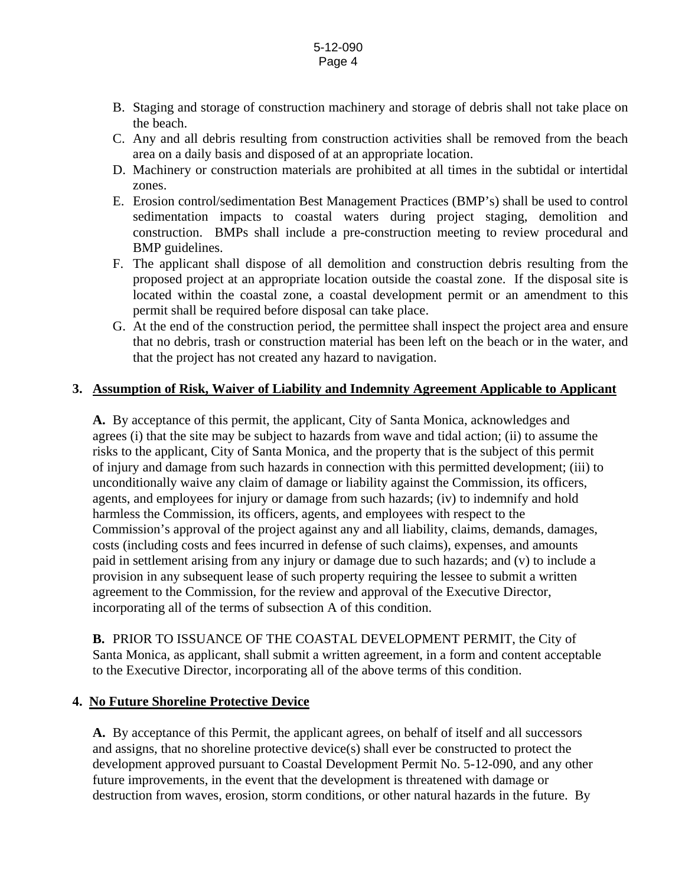B. Staging and storage of construction machinery and storage of debris shall not take place on the beach.
C. Any and all debris resulting from construction activities shall be removed from the beach area on a daily basis and disposed of at an appropriate location.
D. Machinery or construction materials are prohibited at all times in the subtidal or intertidal zones.
E. Erosion control/sedimentation Best Management Practices (BMP's) shall be used to control sedimentation impacts to coastal waters during project staging, demolition and construction. BMPs shall include a pre-construction meeting to review procedural and BMP guidelines.
F. The applicant shall dispose of all demolition and construction debris resulting from the proposed project at an appropriate location outside the coastal zone. If the disposal site is located within the coastal zone, a coastal development permit or an amendment to this permit shall be required before disposal can take place.
G. At the end of the construction period, the permittee shall inspect the project area and ensure that no debris, trash or construction material has been left on the beach or in the water, and that the project has not created any hazard to navigation.

**3. Assumption of Risk, Waiver of Liability and Indemnity Agreement Applicable to Applicant**

**A.** By acceptance of this permit, the applicant, City of Santa Monica, acknowledges and agrees (i) that the site may be subject to hazards from wave and tidal action; (ii) to assume the risks to the applicant, City of Santa Monica, and the property that is the subject of this permit of injury and damage from such hazards in connection with this permitted development; (iii) to unconditionally waive any claim of damage or liability against the Commission, its officers, agents, and employees for injury or damage from such hazards; (iv) to indemnify and hold harmless the Commission, its officers, agents, and employees with respect to the Commission's approval of the project against any and all liability, claims, demands, damages, costs (including costs and fees incurred in defense of such claims), expenses, and amounts paid in settlement arising from any injury or damage due to such hazards; and (v) to include a provision in any subsequent lease of such property requiring the lessee to submit a written agreement to the Commission, for the review and approval of the Executive Director, incorporating all of the terms of subsection A of this condition.

**B.** PRIOR TO ISSUANCE OF THE COASTAL DEVELOPMENT PERMIT, the City of Santa Monica, as applicant, shall submit a written agreement, in a form and content acceptable to the Executive Director, incorporating all of the above terms of this condition.

**4. No Future Shoreline Protective Device**

**A.** By acceptance of this Permit, the applicant agrees, on behalf of itself and all successors and assigns, that no shoreline protective device(s) shall ever be constructed to protect the development approved pursuant to Coastal Development Permit No. 5-12-090, and any other future improvements, in the event that the development is threatened with damage or destruction from waves, erosion, storm conditions, or other natural hazards in the future. By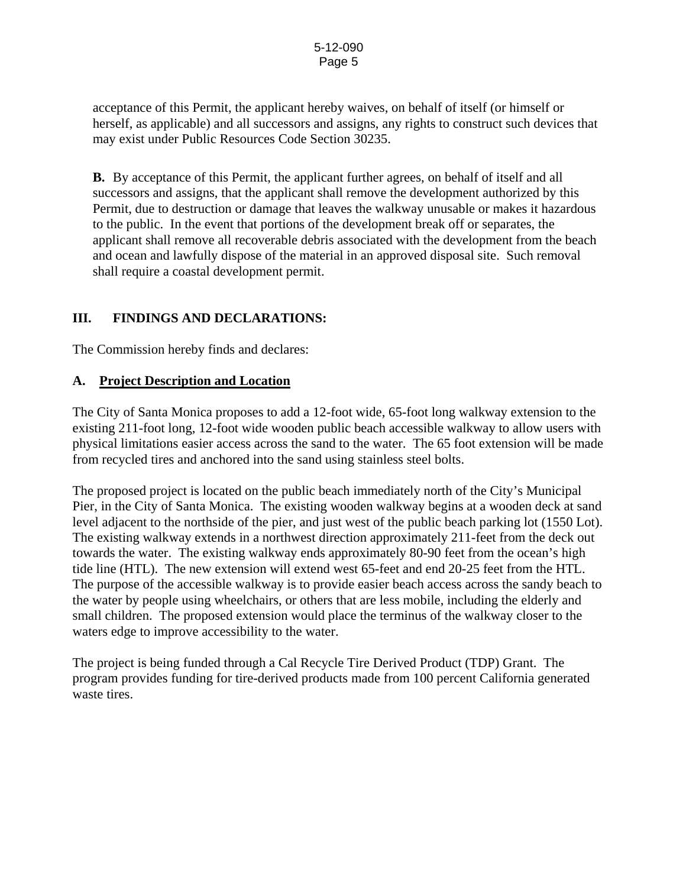acceptance of this Permit, the applicant hereby waives, on behalf of itself (or himself or herself, as applicable) and all successors and assigns, any rights to construct such devices that may exist under Public Resources Code Section 30235.

**B.** By acceptance of this Permit, the applicant further agrees, on behalf of itself and all successors and assigns, that the applicant shall remove the development authorized by this Permit, due to destruction or damage that leaves the walkway unusable or makes it hazardous to the public. In the event that portions of the development break off or separates, the applicant shall remove all recoverable debris associated with the development from the beach and ocean and lawfully dispose of the material in an approved disposal site. Such removal shall require a coastal development permit.

## III. FINDINGS AND DECLARATIONS:

The Commission hereby finds and declares:

### A. Project Description and Location

The City of Santa Monica proposes to add a 12-foot wide, 65-foot long walkway extension to the existing 211-foot long, 12-foot wide wooden public beach accessible walkway to allow users with physical limitations easier access across the sand to the water. The 65 foot extension will be made from recycled tires and anchored into the sand using stainless steel bolts.

The proposed project is located on the public beach immediately north of the City's Municipal Pier, in the City of Santa Monica. The existing wooden walkway begins at a wooden deck at sand level adjacent to the northside of the pier, and just west of the public beach parking lot (1550 Lot). The existing walkway extends in a northwest direction approximately 211-feet from the deck out towards the water. The existing walkway ends approximately 80-90 feet from the ocean's high tide line (HTL). The new extension will extend west 65-feet and end 20-25 feet from the HTL. The purpose of the accessible walkway is to provide easier beach access across the sandy beach to the water by people using wheelchairs, or others that are less mobile, including the elderly and small children. The proposed extension would place the terminus of the walkway closer to the waters edge to improve accessibility to the water.

The project is being funded through a Cal Recycle Tire Derived Product (TDP) Grant. The program provides funding for tire-derived products made from 100 percent California generated waste tires.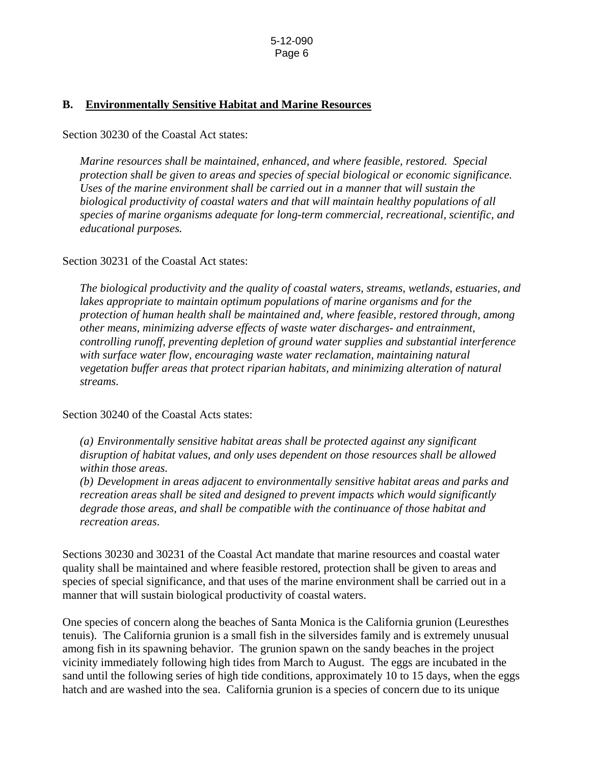## B. Environmentally Sensitive Habitat and Marine Resources

Section 30230 of the Coastal Act states:

> *Marine resources shall be maintained, enhanced, and where feasible, restored. Special protection shall be given to areas and species of special biological or economic significance. Uses of the marine environment shall be carried out in a manner that will sustain the biological productivity of coastal waters and that will maintain healthy populations of all species of marine organisms adequate for long-term commercial, recreational, scientific, and educational purposes.*

Section 30231 of the Coastal Act states:

> *The biological productivity and the quality of coastal waters, streams, wetlands, estuaries, and lakes appropriate to maintain optimum populations of marine organisms and for the protection of human health shall be maintained and, where feasible, restored through, among other means, minimizing adverse effects of waste water discharges- and entrainment, controlling runoff, preventing depletion of ground water supplies and substantial interference with surface water flow, encouraging waste water reclamation, maintaining natural vegetation buffer areas that protect riparian habitats, and minimizing alteration of natural streams.*

Section 30240 of the Coastal Acts states:

> *(a) Environmentally sensitive habitat areas shall be protected against any significant disruption of habitat values, and only uses dependent on those resources shall be allowed within those areas.*
> *(b) Development in areas adjacent to environmentally sensitive habitat areas and parks and recreation areas shall be sited and designed to prevent impacts which would significantly degrade those areas, and shall be compatible with the continuance of those habitat and recreation areas.*

Sections 30230 and 30231 of the Coastal Act mandate that marine resources and coastal water quality shall be maintained and where feasible restored, protection shall be given to areas and species of special significance, and that uses of the marine environment shall be carried out in a manner that will sustain biological productivity of coastal waters.

One species of concern along the beaches of Santa Monica is the California grunion (Leuresthes tenuis). The California grunion is a small fish in the silversides family and is extremely unusual among fish in its spawning behavior. The grunion spawn on the sandy beaches in the project vicinity immediately following high tides from March to August. The eggs are incubated in the sand until the following series of high tide conditions, approximately 10 to 15 days, when the eggs hatch and are washed into the sea. California grunion is a species of concern due to its unique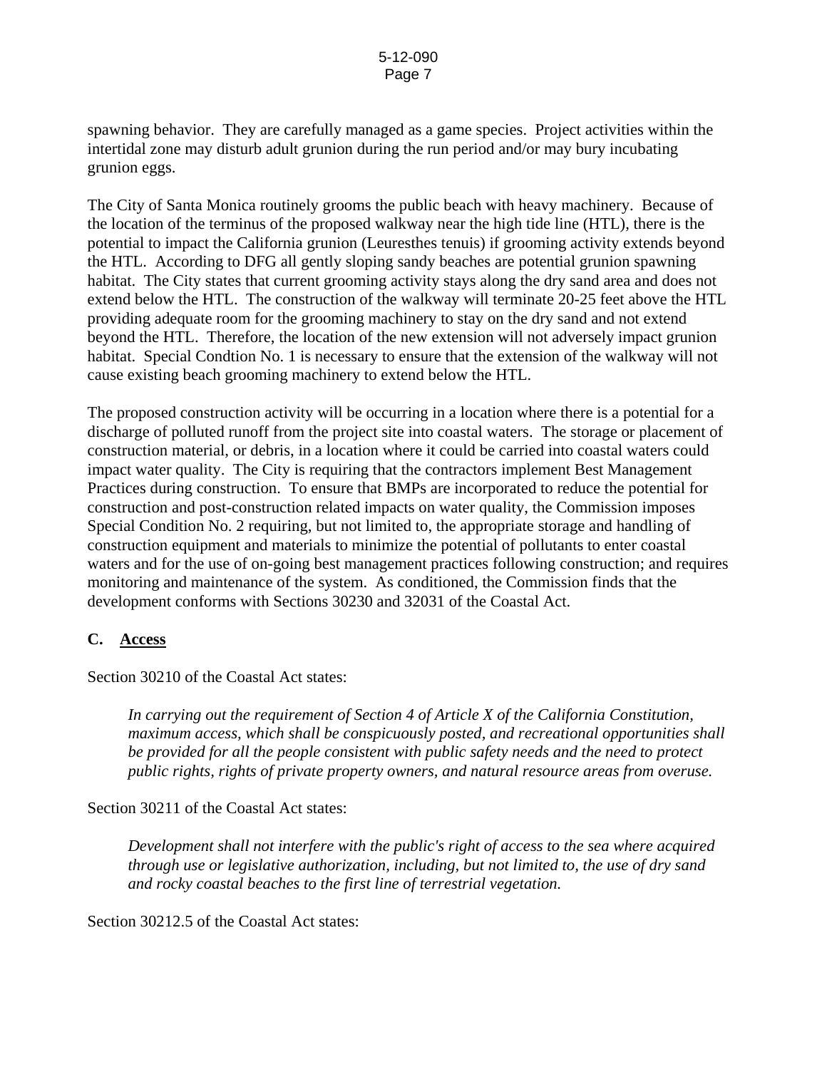spawning behavior. They are carefully managed as a game species. Project activities within the intertidal zone may disturb adult grunion during the run period and/or may bury incubating grunion eggs.

The City of Santa Monica routinely grooms the public beach with heavy machinery. Because of the location of the terminus of the proposed walkway near the high tide line (HTL), there is the potential to impact the California grunion (Leuresthes tenuis) if grooming activity extends beyond the HTL. According to DFG all gently sloping sandy beaches are potential grunion spawning habitat. The City states that current grooming activity stays along the dry sand area and does not extend below the HTL. The construction of the walkway will terminate 20-25 feet above the HTL providing adequate room for the grooming machinery to stay on the dry sand and not extend beyond the HTL. Therefore, the location of the new extension will not adversely impact grunion habitat. Special Condtion No. 1 is necessary to ensure that the extension of the walkway will not cause existing beach grooming machinery to extend below the HTL.

The proposed construction activity will be occurring in a location where there is a potential for a discharge of polluted runoff from the project site into coastal waters. The storage or placement of construction material, or debris, in a location where it could be carried into coastal waters could impact water quality. The City is requiring that the contractors implement Best Management Practices during construction. To ensure that BMPs are incorporated to reduce the potential for construction and post-construction related impacts on water quality, the Commission imposes Special Condition No. 2 requiring, but not limited to, the appropriate storage and handling of construction equipment and materials to minimize the potential of pollutants to enter coastal waters and for the use of on-going best management practices following construction; and requires monitoring and maintenance of the system. As conditioned, the Commission finds that the development conforms with Sections 30230 and 32031 of the Coastal Act.

### C. Access

Section 30210 of the Coastal Act states:

> *In carrying out the requirement of Section 4 of Article X of the California Constitution, maximum access, which shall be conspicuously posted, and recreational opportunities shall be provided for all the people consistent with public safety needs and the need to protect public rights, rights of private property owners, and natural resource areas from overuse.*

Section 30211 of the Coastal Act states:

> *Development shall not interfere with the public's right of access to the sea where acquired through use or legislative authorization, including, but not limited to, the use of dry sand and rocky coastal beaches to the first line of terrestrial vegetation.*

Section 30212.5 of the Coastal Act states: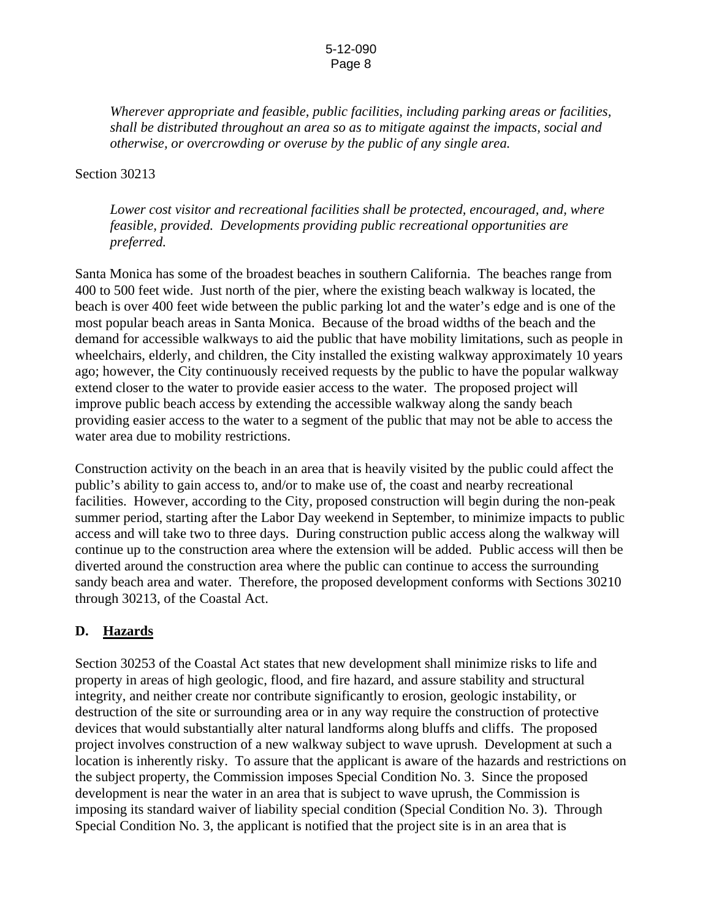*Wherever appropriate and feasible, public facilities, including parking areas or facilities, shall be distributed throughout an area so as to mitigate against the impacts, social and otherwise, or overcrowding or overuse by the public of any single area.*

Section 30213

*Lower cost visitor and recreational facilities shall be protected, encouraged, and, where feasible, provided. Developments providing public recreational opportunities are preferred.*

Santa Monica has some of the broadest beaches in southern California. The beaches range from 400 to 500 feet wide. Just north of the pier, where the existing beach walkway is located, the beach is over 400 feet wide between the public parking lot and the water's edge and is one of the most popular beach areas in Santa Monica. Because of the broad widths of the beach and the demand for accessible walkways to aid the public that have mobility limitations, such as people in wheelchairs, elderly, and children, the City installed the existing walkway approximately 10 years ago; however, the City continuously received requests by the public to have the popular walkway extend closer to the water to provide easier access to the water. The proposed project will improve public beach access by extending the accessible walkway along the sandy beach providing easier access to the water to a segment of the public that may not be able to access the water area due to mobility restrictions.

Construction activity on the beach in an area that is heavily visited by the public could affect the public's ability to gain access to, and/or to make use of, the coast and nearby recreational facilities. However, according to the City, proposed construction will begin during the non-peak summer period, starting after the Labor Day weekend in September, to minimize impacts to public access and will take two to three days. During construction public access along the walkway will continue up to the construction area where the extension will be added. Public access will then be diverted around the construction area where the public can continue to access the surrounding sandy beach area and water. Therefore, the proposed development conforms with Sections 30210 through 30213, of the Coastal Act.

## D. <u>Hazards</u>

Section 30253 of the Coastal Act states that new development shall minimize risks to life and property in areas of high geologic, flood, and fire hazard, and assure stability and structural integrity, and neither create nor contribute significantly to erosion, geologic instability, or destruction of the site or surrounding area or in any way require the construction of protective devices that would substantially alter natural landforms along bluffs and cliffs. The proposed project involves construction of a new walkway subject to wave uprush. Development at such a location is inherently risky. To assure that the applicant is aware of the hazards and restrictions on the subject property, the Commission imposes Special Condition No. 3. Since the proposed development is near the water in an area that is subject to wave uprush, the Commission is imposing its standard waiver of liability special condition (Special Condition No. 3). Through Special Condition No. 3, the applicant is notified that the project site is in an area that is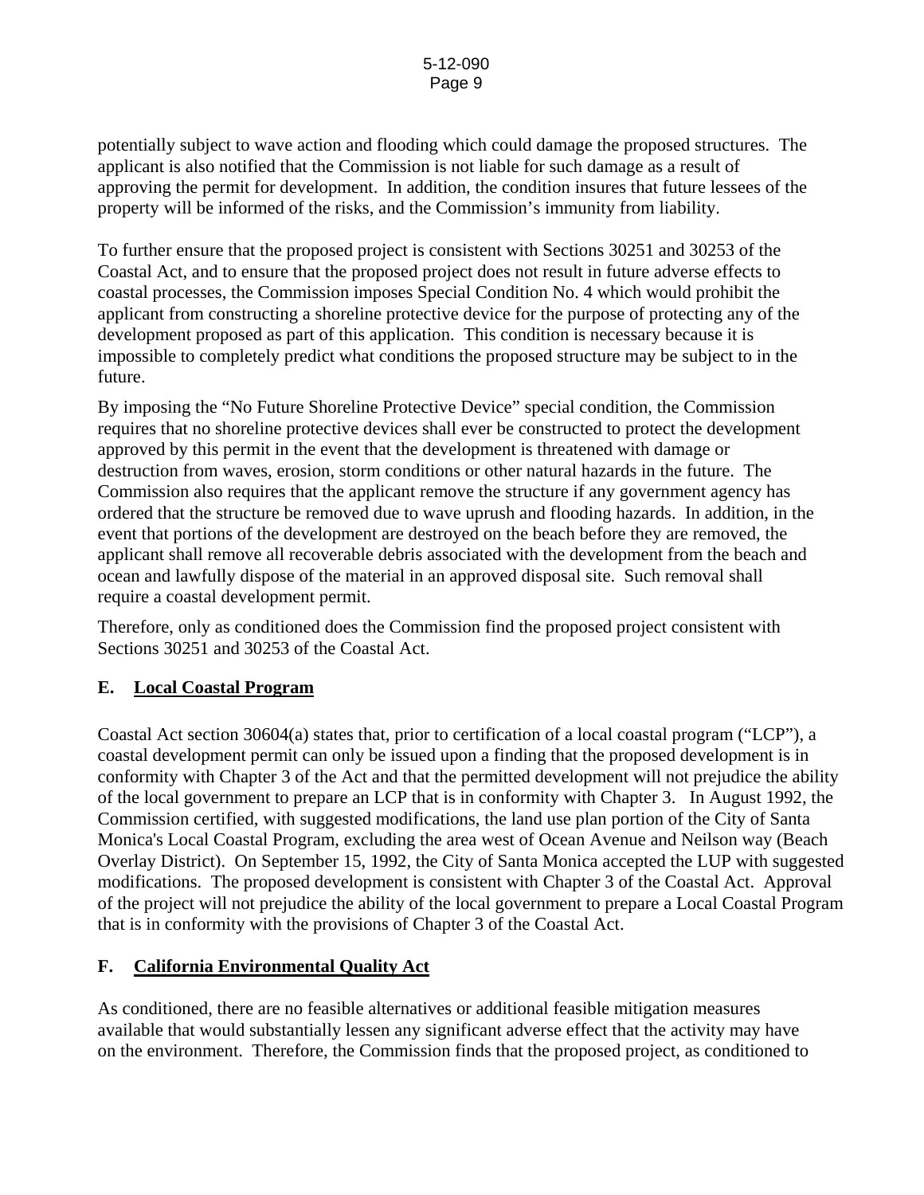potentially subject to wave action and flooding which could damage the proposed structures. The applicant is also notified that the Commission is not liable for such damage as a result of approving the permit for development. In addition, the condition insures that future lessees of the property will be informed of the risks, and the Commission's immunity from liability.

To further ensure that the proposed project is consistent with Sections 30251 and 30253 of the Coastal Act, and to ensure that the proposed project does not result in future adverse effects to coastal processes, the Commission imposes Special Condition No. 4 which would prohibit the applicant from constructing a shoreline protective device for the purpose of protecting any of the development proposed as part of this application. This condition is necessary because it is impossible to completely predict what conditions the proposed structure may be subject to in the future.

By imposing the "No Future Shoreline Protective Device" special condition, the Commission requires that no shoreline protective devices shall ever be constructed to protect the development approved by this permit in the event that the development is threatened with damage or destruction from waves, erosion, storm conditions or other natural hazards in the future. The Commission also requires that the applicant remove the structure if any government agency has ordered that the structure be removed due to wave uprush and flooding hazards. In addition, in the event that portions of the development are destroyed on the beach before they are removed, the applicant shall remove all recoverable debris associated with the development from the beach and ocean and lawfully dispose of the material in an approved disposal site. Such removal shall require a coastal development permit.

Therefore, only as conditioned does the Commission find the proposed project consistent with Sections 30251 and 30253 of the Coastal Act.

## E. Local Coastal Program

Coastal Act section 30604(a) states that, prior to certification of a local coastal program ("LCP"), a coastal development permit can only be issued upon a finding that the proposed development is in conformity with Chapter 3 of the Act and that the permitted development will not prejudice the ability of the local government to prepare an LCP that is in conformity with Chapter 3. In August 1992, the Commission certified, with suggested modifications, the land use plan portion of the City of Santa Monica's Local Coastal Program, excluding the area west of Ocean Avenue and Neilson way (Beach Overlay District). On September 15, 1992, the City of Santa Monica accepted the LUP with suggested modifications. The proposed development is consistent with Chapter 3 of the Coastal Act. Approval of the project will not prejudice the ability of the local government to prepare a Local Coastal Program that is in conformity with the provisions of Chapter 3 of the Coastal Act.

## F. California Environmental Quality Act

As conditioned, there are no feasible alternatives or additional feasible mitigation measures available that would substantially lessen any significant adverse effect that the activity may have on the environment. Therefore, the Commission finds that the proposed project, as conditioned to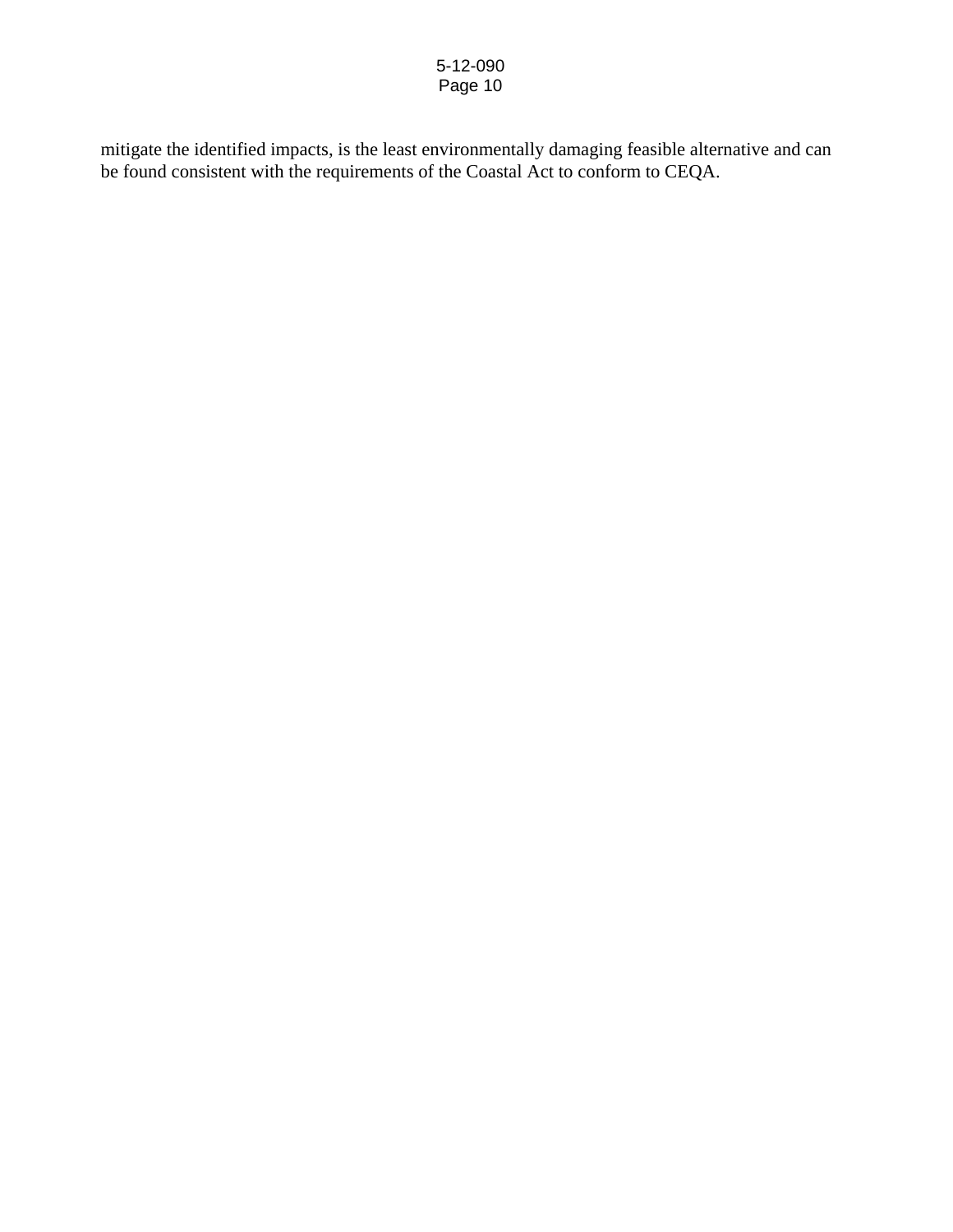mitigate the identified impacts, is the least environmentally damaging feasible alternative and can be found consistent with the requirements of the Coastal Act to conform to CEQA.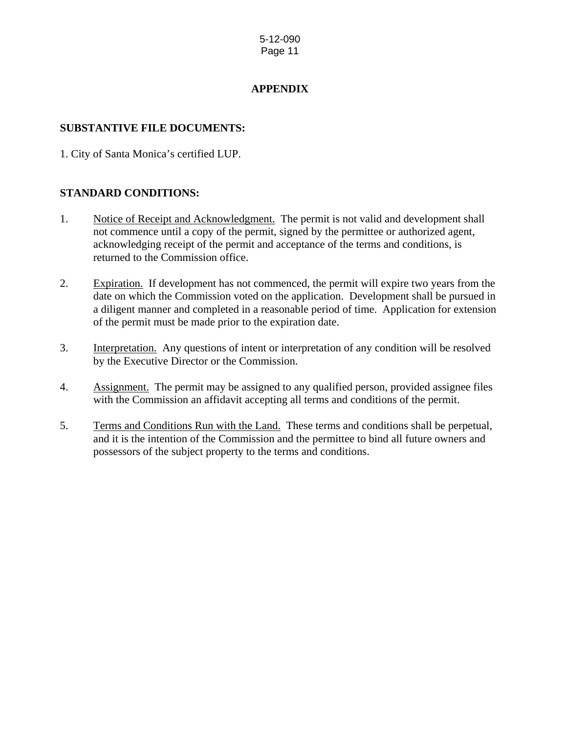# APPENDIX

**SUBSTANTIVE FILE DOCUMENTS:**

1. City of Santa Monica's certified LUP.

**STANDARD CONDITIONS:**

1. Notice of Receipt and Acknowledgment. The permit is not valid and development shall not commence until a copy of the permit, signed by the permittee or authorized agent, acknowledging receipt of the permit and acceptance of the terms and conditions, is returned to the Commission office.

2. Expiration. If development has not commenced, the permit will expire two years from the date on which the Commission voted on the application. Development shall be pursued in a diligent manner and completed in a reasonable period of time. Application for extension of the permit must be made prior to the expiration date.

3. Interpretation. Any questions of intent or interpretation of any condition will be resolved by the Executive Director or the Commission.

4. Assignment. The permit may be assigned to any qualified person, provided assignee files with the Commission an affidavit accepting all terms and conditions of the permit.

5. Terms and Conditions Run with the Land. These terms and conditions shall be perpetual, and it is the intention of the Commission and the permittee to bind all future owners and possessors of the subject property to the terms and conditions.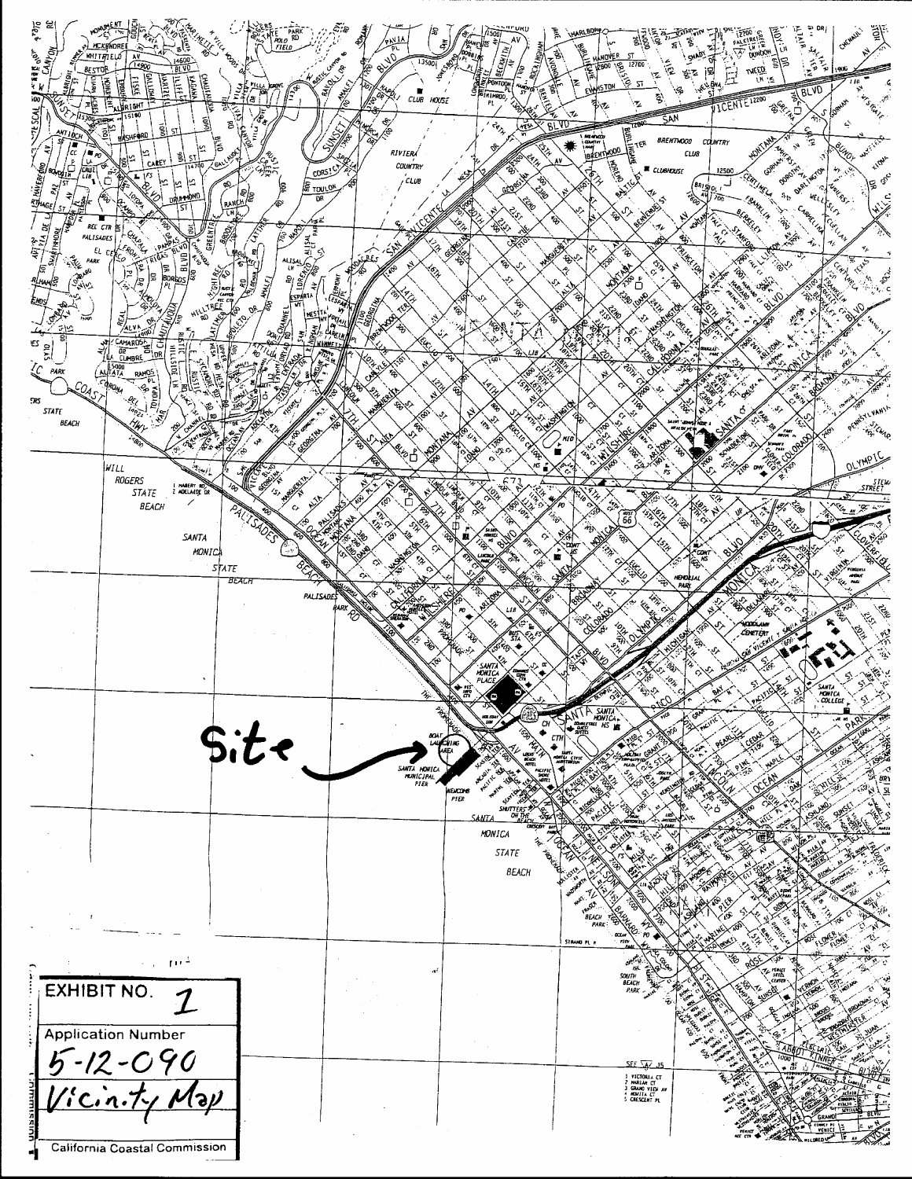Site

EXHIBIT NO. 1

Application Number

5-12-090

Vicinity Map

California Coastal Commission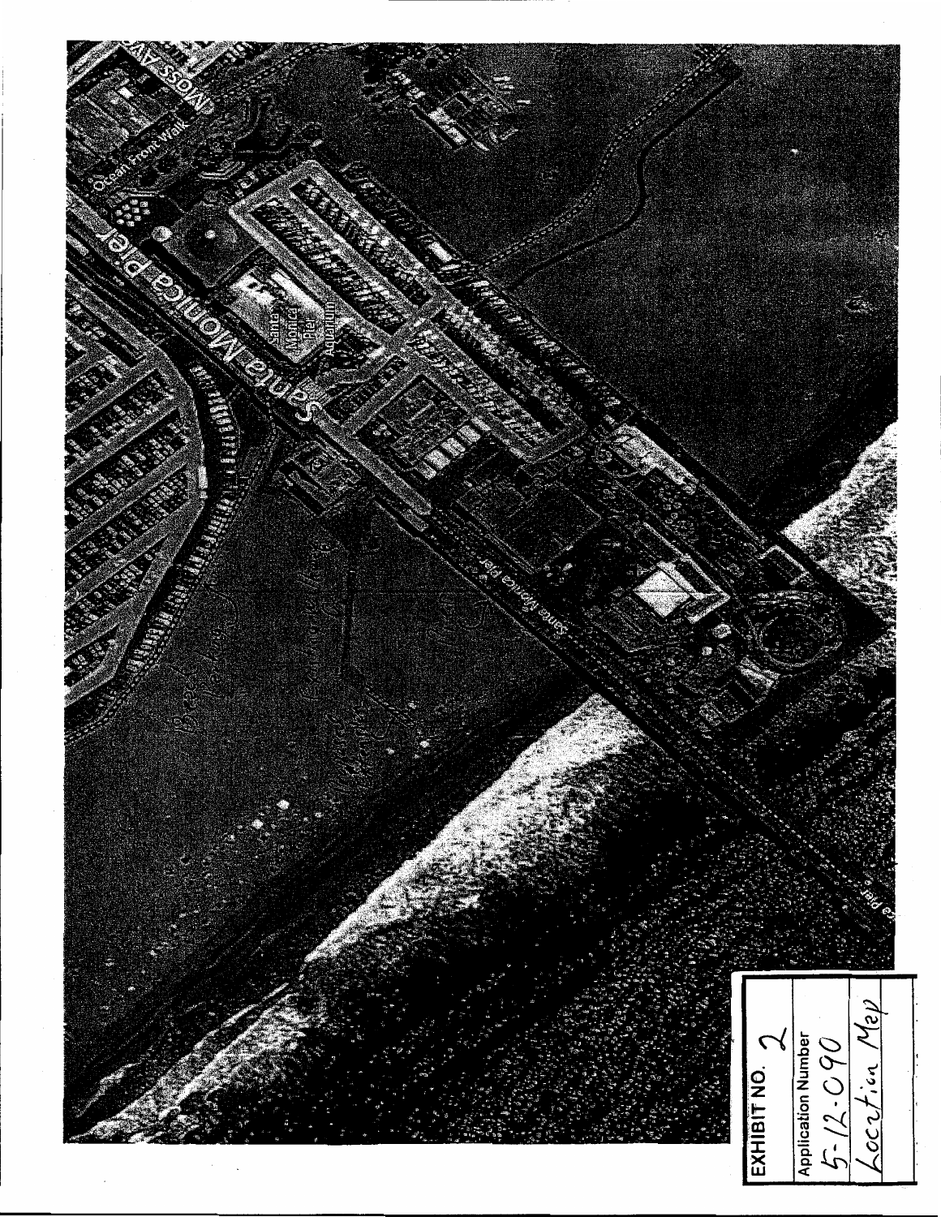| EXHIBIT NO. 2 |
| --- |
| Application Number |
| 5-12-090 |
| Location Map |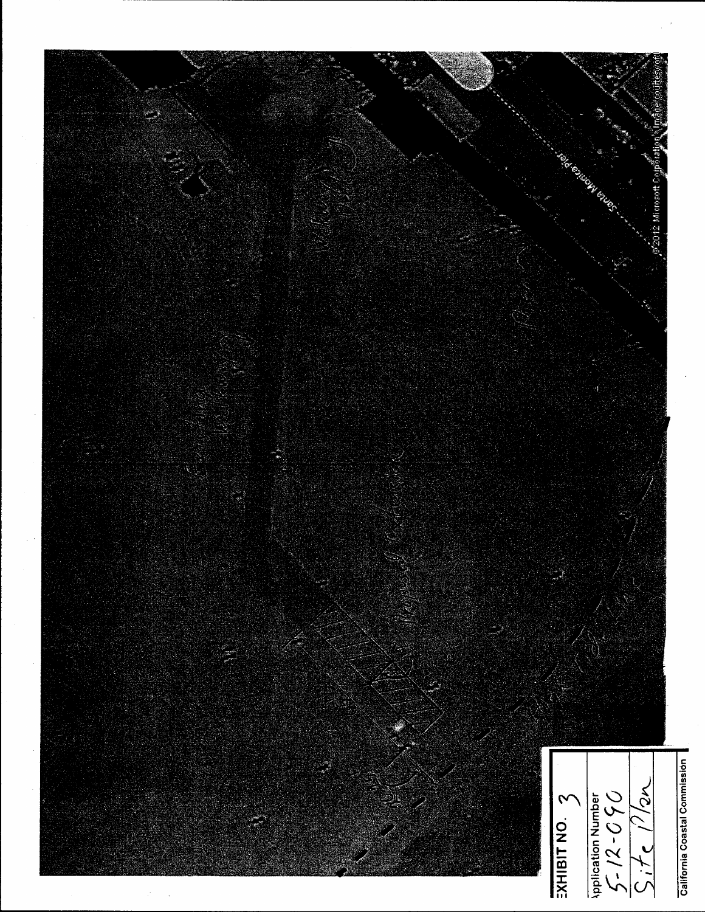Santa Monica Pier

© 2012 Microsoft Corporation Image courtesy of

EXHIBIT NO. 3

Application Number
5-12-090

Site Plan

California Coastal Commission